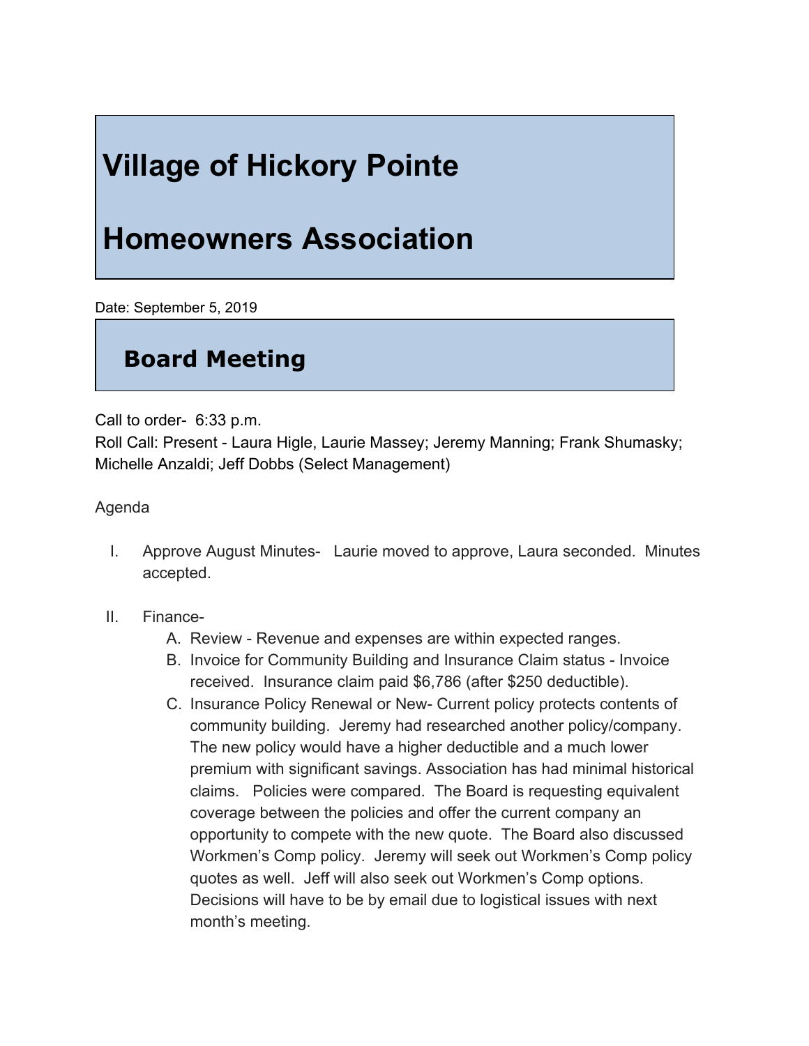# Village of Hickory Pointe

# Homeowners Association

Date: September 5, 2019

## Board Meeting

Call to order- 6:33 p.m.
Roll Call: Present - Laura Higle, Laurie Massey; Jeremy Manning; Frank Shumasky; Michelle Anzaldi; Jeff Dobbs (Select Management)

Agenda

I. Approve August Minutes- Laurie moved to approve, Laura seconded. Minutes accepted.

II. Finance-
   A. Review - Revenue and expenses are within expected ranges.
   B. Invoice for Community Building and Insurance Claim status - Invoice received. Insurance claim paid $6,786 (after $250 deductible).
   C. Insurance Policy Renewal or New- Current policy protects contents of community building. Jeremy had researched another policy/company. The new policy would have a higher deductible and a much lower premium with significant savings. Association has had minimal historical claims. Policies were compared. The Board is requesting equivalent coverage between the policies and offer the current company an opportunity to compete with the new quote. The Board also discussed Workmen's Comp policy. Jeremy will seek out Workmen's Comp policy quotes as well. Jeff will also seek out Workmen's Comp options. Decisions will have to be by email due to logistical issues with next month's meeting.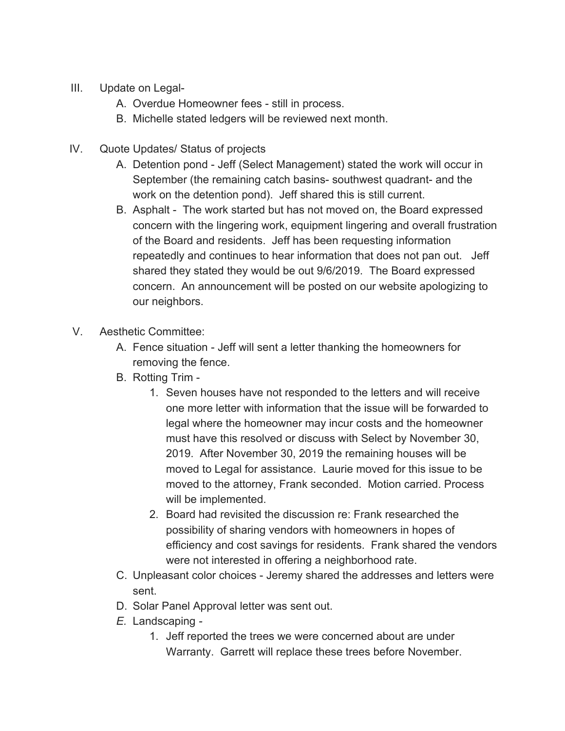III. Update on Legal-
   A. Overdue Homeowner fees - still in process.
   B. Michelle stated ledgers will be reviewed next month.

IV. Quote Updates/ Status of projects
   A. Detention pond - Jeff (Select Management) stated the work will occur in September (the remaining catch basins- southwest quadrant- and the work on the detention pond). Jeff shared this is still current.
   B. Asphalt - The work started but has not moved on, the Board expressed concern with the lingering work, equipment lingering and overall frustration of the Board and residents. Jeff has been requesting information repeatedly and continues to hear information that does not pan out. Jeff shared they stated they would be out 9/6/2019. The Board expressed concern. An announcement will be posted on our website apologizing to our neighbors.

V. Aesthetic Committee:
   A. Fence situation - Jeff will sent a letter thanking the homeowners for removing the fence.
   B. Rotting Trim -
      1. Seven houses have not responded to the letters and will receive one more letter with information that the issue will be forwarded to legal where the homeowner may incur costs and the homeowner must have this resolved or discuss with Select by November 30, 2019. After November 30, 2019 the remaining houses will be moved to Legal for assistance. Laurie moved for this issue to be moved to the attorney, Frank seconded. Motion carried. Process will be implemented.
      2. Board had revisited the discussion re: Frank researched the possibility of sharing vendors with homeowners in hopes of efficiency and cost savings for residents. Frank shared the vendors were not interested in offering a neighborhood rate.
   C. Unpleasant color choices - Jeremy shared the addresses and letters were sent.
   D. Solar Panel Approval letter was sent out.
   *E.* Landscaping -
      1. Jeff reported the trees we were concerned about are under Warranty. Garrett will replace these trees before November.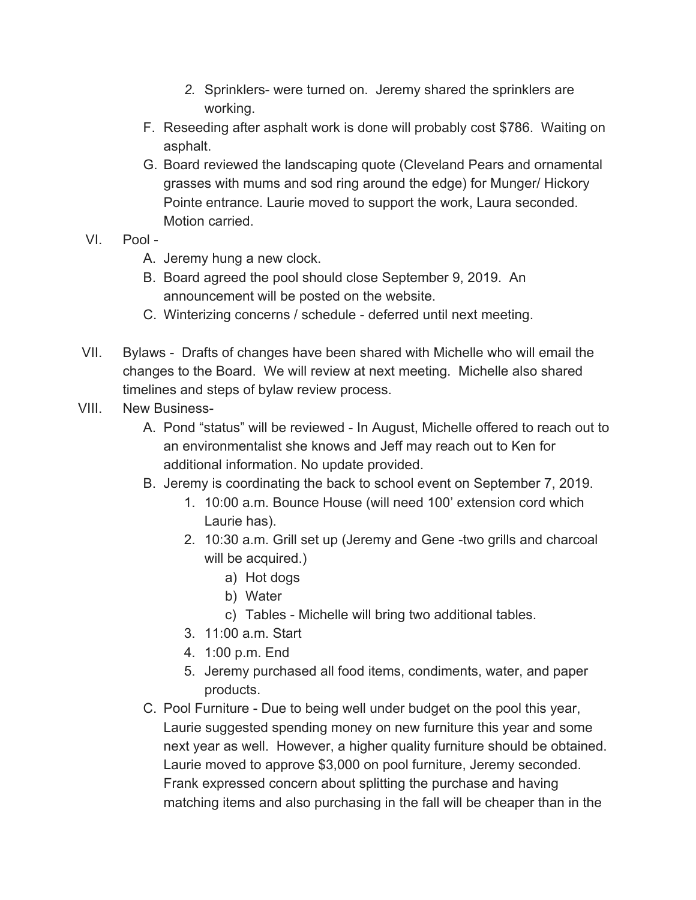2. Sprinklers- were turned on. Jeremy shared the sprinklers are working.

F. Reseeding after asphalt work is done will probably cost $786. Waiting on asphalt.

G. Board reviewed the landscaping quote (Cleveland Pears and ornamental grasses with mums and sod ring around the edge) for Munger/ Hickory Pointe entrance. Laurie moved to support the work, Laura seconded. Motion carried.

VI. Pool -

   A. Jeremy hung a new clock.
   B. Board agreed the pool should close September 9, 2019. An announcement will be posted on the website.
   C. Winterizing concerns / schedule - deferred until next meeting.

VII. Bylaws - Drafts of changes have been shared with Michelle who will email the changes to the Board. We will review at next meeting. Michelle also shared timelines and steps of bylaw review process.

VIII. New Business-

   A. Pond "status" will be reviewed - In August, Michelle offered to reach out to an environmentalist she knows and Jeff may reach out to Ken for additional information. No update provided.
   B. Jeremy is coordinating the back to school event on September 7, 2019.
      1. 10:00 a.m. Bounce House (will need 100' extension cord which Laurie has).
      2. 10:30 a.m. Grill set up (Jeremy and Gene -two grills and charcoal will be acquired.)
         a) Hot dogs
         b) Water
         c) Tables - Michelle will bring two additional tables.
      3. 11:00 a.m. Start
      4. 1:00 p.m. End
      5. Jeremy purchased all food items, condiments, water, and paper products.
   C. Pool Furniture - Due to being well under budget on the pool this year, Laurie suggested spending money on new furniture this year and some next year as well. However, a higher quality furniture should be obtained. Laurie moved to approve $3,000 on pool furniture, Jeremy seconded. Frank expressed concern about splitting the purchase and having matching items and also purchasing in the fall will be cheaper than in the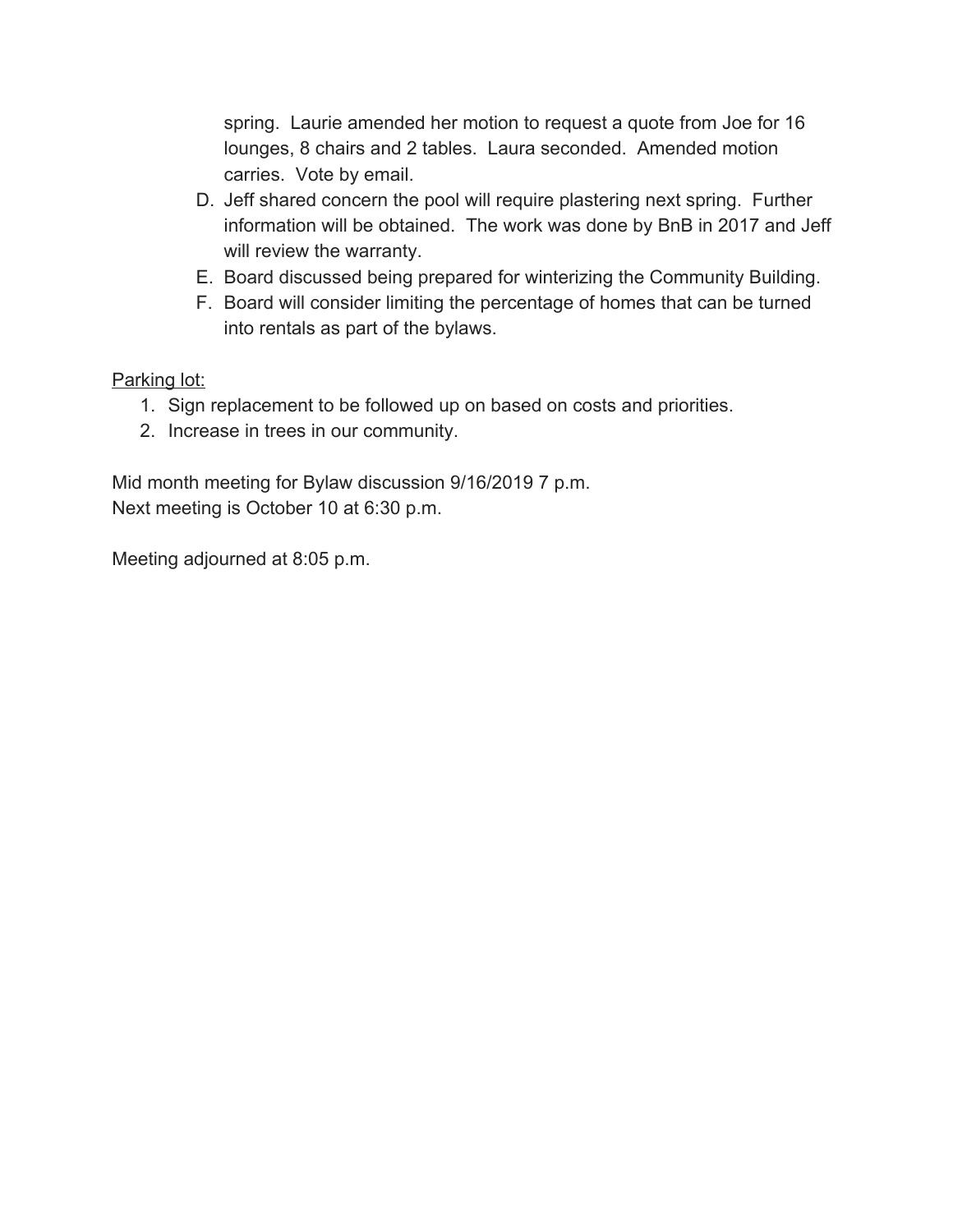spring. Laurie amended her motion to request a quote from Joe for 16 lounges, 8 chairs and 2 tables. Laura seconded. Amended motion carries. Vote by email.

D. Jeff shared concern the pool will require plastering next spring. Further information will be obtained. The work was done by BnB in 2017 and Jeff will review the warranty.
E. Board discussed being prepared for winterizing the Community Building.
F. Board will consider limiting the percentage of homes that can be turned into rentals as part of the bylaws.

<u>Parking lot:</u>

1. Sign replacement to be followed up on based on costs and priorities.
2. Increase in trees in our community.

Mid month meeting for Bylaw discussion 9/16/2019 7 p.m.
Next meeting is October 10 at 6:30 p.m.

Meeting adjourned at 8:05 p.m.